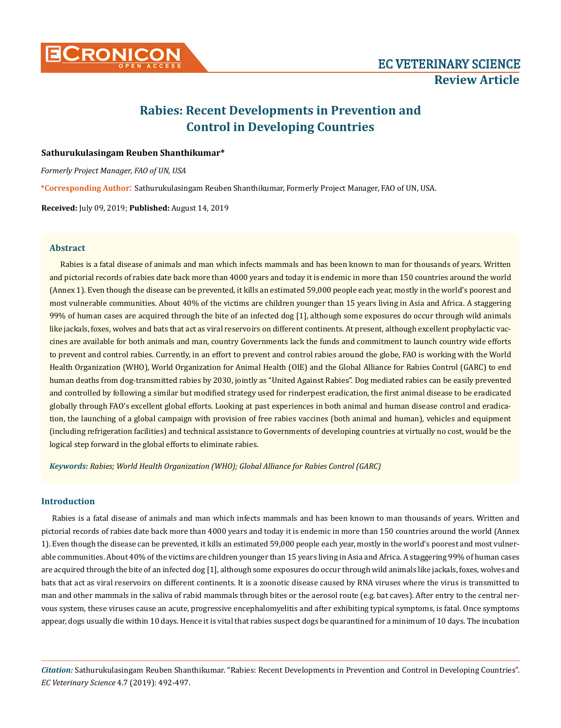# Rabies: Recent Developments in Prevention and Control in Developing Countries

**Sathurukulasingam Reuben Shanthikumar***

*Formerly Project Manager, FAO of UN, USA*

***Corresponding Author:** Sathurukulasingam Reuben Shanthikumar, Formerly Project Manager, FAO of UN, USA.

**Received:** July 09, 2019; **Published:** August 14, 2019

## Abstract

Rabies is a fatal disease of animals and man which infects mammals and has been known to man for thousands of years. Written and pictorial records of rabies date back more than 4000 years and today it is endemic in more than 150 countries around the world (Annex 1). Even though the disease can be prevented, it kills an estimated 59,000 people each year, mostly in the world's poorest and most vulnerable communities. About 40% of the victims are children younger than 15 years living in Asia and Africa. A staggering 99% of human cases are acquired through the bite of an infected dog [1], although some exposures do occur through wild animals like jackals, foxes, wolves and bats that act as viral reservoirs on different continents. At present, although excellent prophylactic vaccines are available for both animals and man, country Governments lack the funds and commitment to launch country wide efforts to prevent and control rabies. Currently, in an effort to prevent and control rabies around the globe, FAO is working with the World Health Organization (WHO), World Organization for Animal Health (OIE) and the Global Alliance for Rabies Control (GARC) to end human deaths from dog-transmitted rabies by 2030, jointly as "United Against Rabies". Dog mediated rabies can be easily prevented and controlled by following a similar but modified strategy used for rinderpest eradication, the first animal disease to be eradicated globally through FAO's excellent global efforts. Looking at past experiences in both animal and human disease control and eradication, the launching of a global campaign with provision of free rabies vaccines (both animal and human), vehicles and equipment (including refrigeration facilities) and technical assistance to Governments of developing countries at virtually no cost, would be the logical step forward in the global efforts to eliminate rabies.

***Keywords:*** *Rabies; World Health Organization (WHO); Global Alliance for Rabies Control (GARC)*

## Introduction

Rabies is a fatal disease of animals and man which infects mammals and has been known to man thousands of years. Written and pictorial records of rabies date back more than 4000 years and today it is endemic in more than 150 countries around the world (Annex 1). Even though the disease can be prevented, it kills an estimated 59,000 people each year, mostly in the world's poorest and most vulnerable communities. About 40% of the victims are children younger than 15 years living in Asia and Africa. A staggering 99% of human cases are acquired through the bite of an infected dog [1], although some exposures do occur through wild animals like jackals, foxes, wolves and bats that act as viral reservoirs on different continents. It is a zoonotic disease caused by RNA viruses where the virus is transmitted to man and other mammals in the saliva of rabid mammals through bites or the aerosol route (e.g. bat caves). After entry to the central nervous system, these viruses cause an acute, progressive encephalomyelitis and after exhibiting typical symptoms, is fatal. Once symptoms appear, dogs usually die within 10 days. Hence it is vital that rabies suspect dogs be quarantined for a minimum of 10 days. The incubation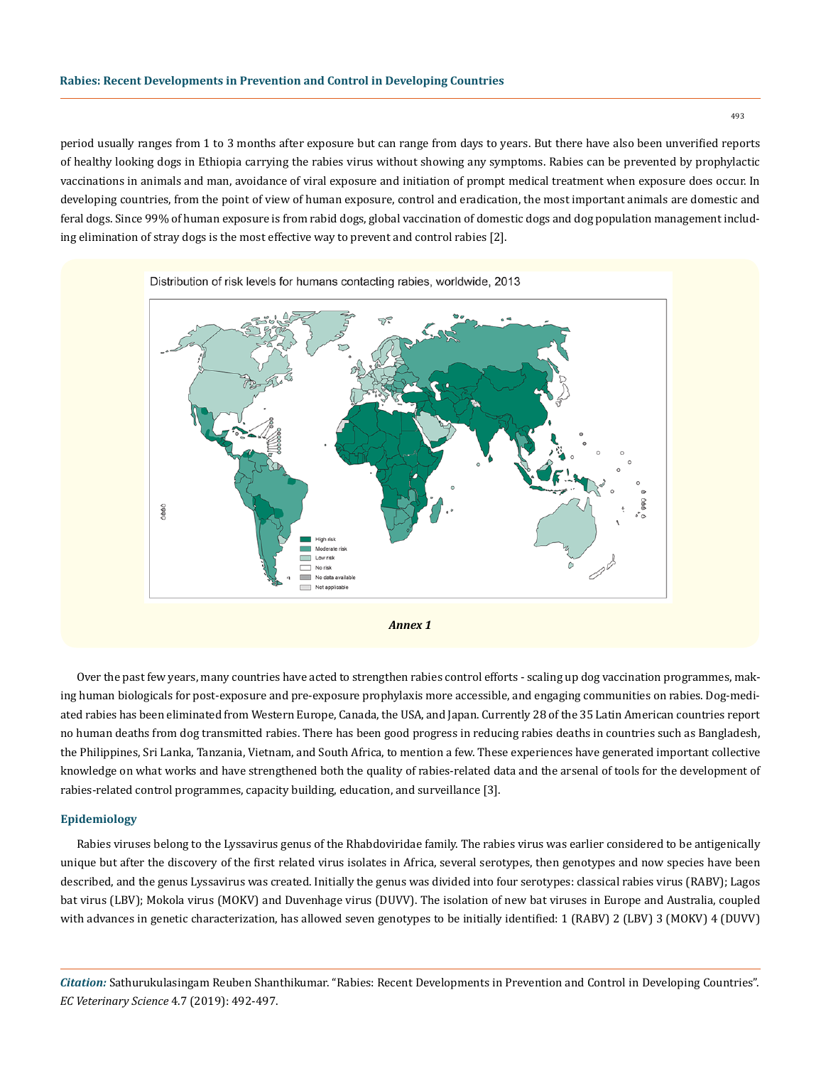period usually ranges from 1 to 3 months after exposure but can range from days to years. But there have also been unverified reports of healthy looking dogs in Ethiopia carrying the rabies virus without showing any symptoms. Rabies can be prevented by prophylactic vaccinations in animals and man, avoidance of viral exposure and initiation of prompt medical treatment when exposure does occur. In developing countries, from the point of view of human exposure, control and eradication, the most important animals are domestic and feral dogs. Since 99% of human exposure is from rabid dogs, global vaccination of domestic dogs and dog population management including elimination of stray dogs is the most effective way to prevent and control rabies [2].

*Annex 1*

Over the past few years, many countries have acted to strengthen rabies control efforts - scaling up dog vaccination programmes, making human biologicals for post-exposure and pre-exposure prophylaxis more accessible, and engaging communities on rabies. Dog-mediated rabies has been eliminated from Western Europe, Canada, the USA, and Japan. Currently 28 of the 35 Latin American countries report no human deaths from dog transmitted rabies. There has been good progress in reducing rabies deaths in countries such as Bangladesh, the Philippines, Sri Lanka, Tanzania, Vietnam, and South Africa, to mention a few. These experiences have generated important collective knowledge on what works and have strengthened both the quality of rabies-related data and the arsenal of tools for the development of rabies-related control programmes, capacity building, education, and surveillance [3].

## Epidemiology

Rabies viruses belong to the Lyssavirus genus of the Rhabdoviridae family. The rabies virus was earlier considered to be antigenically unique but after the discovery of the first related virus isolates in Africa, several serotypes, then genotypes and now species have been described, and the genus Lyssavirus was created. Initially the genus was divided into four serotypes: classical rabies virus (RABV); Lagos bat virus (LBV); Mokola virus (MOKV) and Duvenhage virus (DUVV). The isolation of new bat viruses in Europe and Australia, coupled with advances in genetic characterization, has allowed seven genotypes to be initially identified: 1 (RABV) 2 (LBV) 3 (MOKV) 4 (DUVV)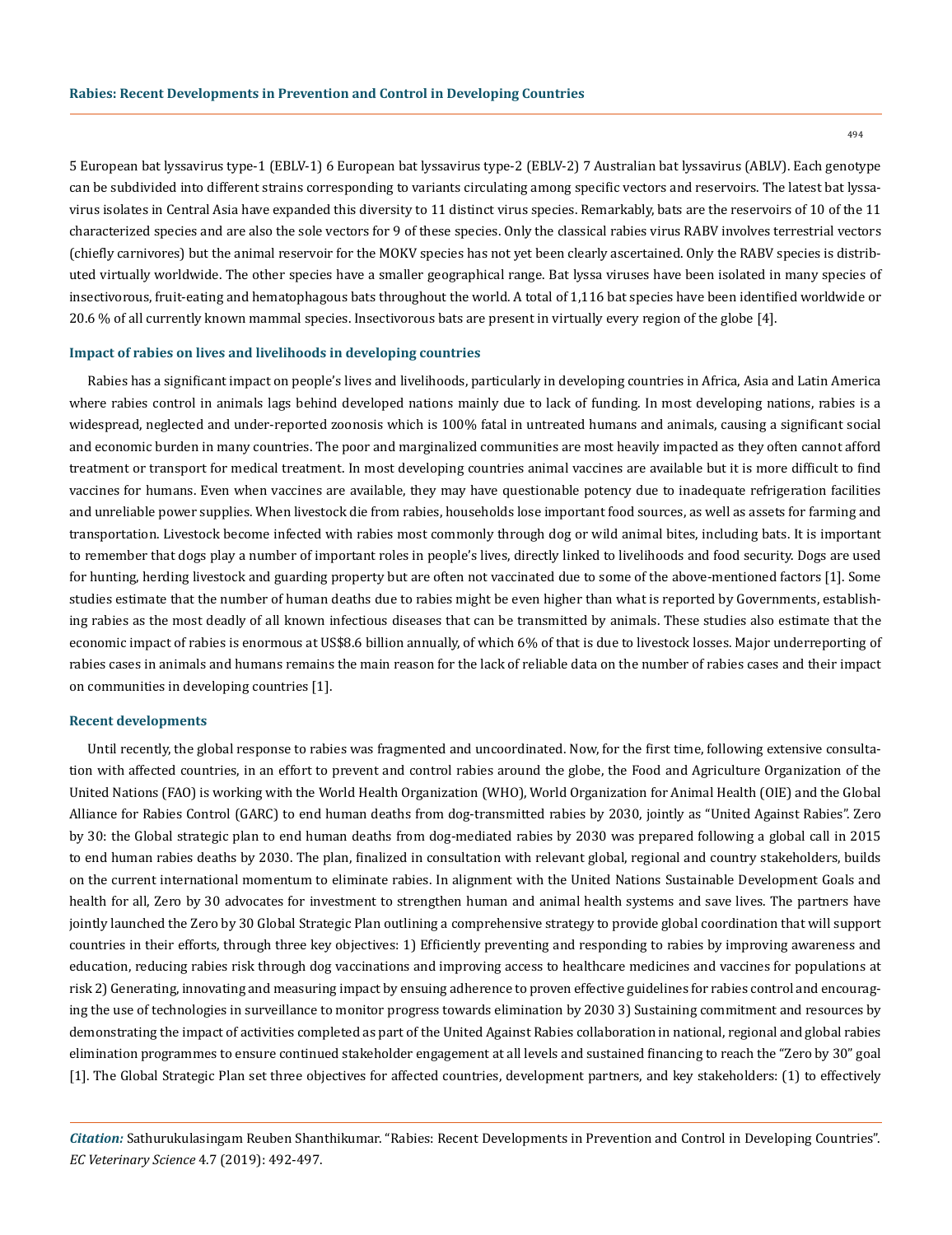5 European bat lyssavirus type-1 (EBLV-1) 6 European bat lyssavirus type-2 (EBLV-2) 7 Australian bat lyssavirus (ABLV). Each genotype can be subdivided into different strains corresponding to variants circulating among specific vectors and reservoirs. The latest bat lyssavirus isolates in Central Asia have expanded this diversity to 11 distinct virus species. Remarkably, bats are the reservoirs of 10 of the 11 characterized species and are also the sole vectors for 9 of these species. Only the classical rabies virus RABV involves terrestrial vectors (chiefly carnivores) but the animal reservoir for the MOKV species has not yet been clearly ascertained. Only the RABV species is distributed virtually worldwide. The other species have a smaller geographical range. Bat lyssa viruses have been isolated in many species of insectivorous, fruit-eating and hematophagous bats throughout the world. A total of 1,116 bat species have been identified worldwide or 20.6 % of all currently known mammal species. Insectivorous bats are present in virtually every region of the globe [4].

### Impact of rabies on lives and livelihoods in developing countries

Rabies has a significant impact on people's lives and livelihoods, particularly in developing countries in Africa, Asia and Latin America where rabies control in animals lags behind developed nations mainly due to lack of funding. In most developing nations, rabies is a widespread, neglected and under-reported zoonosis which is 100% fatal in untreated humans and animals, causing a significant social and economic burden in many countries. The poor and marginalized communities are most heavily impacted as they often cannot afford treatment or transport for medical treatment. In most developing countries animal vaccines are available but it is more difficult to find vaccines for humans. Even when vaccines are available, they may have questionable potency due to inadequate refrigeration facilities and unreliable power supplies. When livestock die from rabies, households lose important food sources, as well as assets for farming and transportation. Livestock become infected with rabies most commonly through dog or wild animal bites, including bats. It is important to remember that dogs play a number of important roles in people's lives, directly linked to livelihoods and food security. Dogs are used for hunting, herding livestock and guarding property but are often not vaccinated due to some of the above-mentioned factors [1]. Some studies estimate that the number of human deaths due to rabies might be even higher than what is reported by Governments, establishing rabies as the most deadly of all known infectious diseases that can be transmitted by animals. These studies also estimate that the economic impact of rabies is enormous at US$8.6 billion annually, of which 6% of that is due to livestock losses. Major underreporting of rabies cases in animals and humans remains the main reason for the lack of reliable data on the number of rabies cases and their impact on communities in developing countries [1].

### Recent developments

Until recently, the global response to rabies was fragmented and uncoordinated. Now, for the first time, following extensive consultation with affected countries, in an effort to prevent and control rabies around the globe, the Food and Agriculture Organization of the United Nations (FAO) is working with the World Health Organization (WHO), World Organization for Animal Health (OIE) and the Global Alliance for Rabies Control (GARC) to end human deaths from dog-transmitted rabies by 2030, jointly as "United Against Rabies". Zero by 30: the Global strategic plan to end human deaths from dog-mediated rabies by 2030 was prepared following a global call in 2015 to end human rabies deaths by 2030. The plan, finalized in consultation with relevant global, regional and country stakeholders, builds on the current international momentum to eliminate rabies. In alignment with the United Nations Sustainable Development Goals and health for all, Zero by 30 advocates for investment to strengthen human and animal health systems and save lives. The partners have jointly launched the Zero by 30 Global Strategic Plan outlining a comprehensive strategy to provide global coordination that will support countries in their efforts, through three key objectives: 1) Efficiently preventing and responding to rabies by improving awareness and education, reducing rabies risk through dog vaccinations and improving access to healthcare medicines and vaccines for populations at risk 2) Generating, innovating and measuring impact by ensuing adherence to proven effective guidelines for rabies control and encouraging the use of technologies in surveillance to monitor progress towards elimination by 2030 3) Sustaining commitment and resources by demonstrating the impact of activities completed as part of the United Against Rabies collaboration in national, regional and global rabies elimination programmes to ensure continued stakeholder engagement at all levels and sustained financing to reach the "Zero by 30" goal [1]. The Global Strategic Plan set three objectives for affected countries, development partners, and key stakeholders: (1) to effectively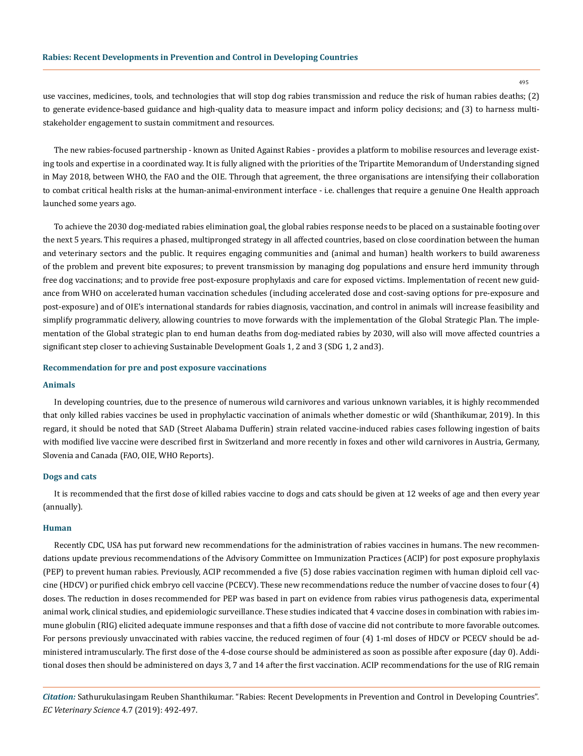use vaccines, medicines, tools, and technologies that will stop dog rabies transmission and reduce the risk of human rabies deaths; (2) to generate evidence-based guidance and high-quality data to measure impact and inform policy decisions; and (3) to harness multi-stakeholder engagement to sustain commitment and resources.

The new rabies-focused partnership - known as United Against Rabies - provides a platform to mobilise resources and leverage existing tools and expertise in a coordinated way. It is fully aligned with the priorities of the Tripartite Memorandum of Understanding signed in May 2018, between WHO, the FAO and the OIE. Through that agreement, the three organisations are intensifying their collaboration to combat critical health risks at the human-animal-environment interface - i.e. challenges that require a genuine One Health approach launched some years ago.

To achieve the 2030 dog-mediated rabies elimination goal, the global rabies response needs to be placed on a sustainable footing over the next 5 years. This requires a phased, multipronged strategy in all affected countries, based on close coordination between the human and veterinary sectors and the public. It requires engaging communities and (animal and human) health workers to build awareness of the problem and prevent bite exposures; to prevent transmission by managing dog populations and ensure herd immunity through free dog vaccinations; and to provide free post-exposure prophylaxis and care for exposed victims. Implementation of recent new guidance from WHO on accelerated human vaccination schedules (including accelerated dose and cost-saving options for pre-exposure and post-exposure) and of OIE's international standards for rabies diagnosis, vaccination, and control in animals will increase feasibility and simplify programmatic delivery, allowing countries to move forwards with the implementation of the Global Strategic Plan. The implementation of the Global strategic plan to end human deaths from dog-mediated rabies by 2030, will also will move affected countries a significant step closer to achieving Sustainable Development Goals 1, 2 and 3 (SDG 1, 2 and3).

## Recommendation for pre and post exposure vaccinations

### Animals

In developing countries, due to the presence of numerous wild carnivores and various unknown variables, it is highly recommended that only killed rabies vaccines be used in prophylactic vaccination of animals whether domestic or wild (Shanthikumar, 2019). In this regard, it should be noted that SAD (Street Alabama Dufferin) strain related vaccine-induced rabies cases following ingestion of baits with modified live vaccine were described first in Switzerland and more recently in foxes and other wild carnivores in Austria, Germany, Slovenia and Canada (FAO, OIE, WHO Reports).

### Dogs and cats

It is recommended that the first dose of killed rabies vaccine to dogs and cats should be given at 12 weeks of age and then every year (annually).

### Human

Recently CDC, USA has put forward new recommendations for the administration of rabies vaccines in humans. The new recommendations update previous recommendations of the Advisory Committee on Immunization Practices (ACIP) for post exposure prophylaxis (PEP) to prevent human rabies. Previously, ACIP recommended a five (5) dose rabies vaccination regimen with human diploid cell vaccine (HDCV) or purified chick embryo cell vaccine (PCECV). These new recommendations reduce the number of vaccine doses to four (4) doses. The reduction in doses recommended for PEP was based in part on evidence from rabies virus pathogenesis data, experimental animal work, clinical studies, and epidemiologic surveillance. These studies indicated that 4 vaccine doses in combination with rabies immune globulin (RIG) elicited adequate immune responses and that a fifth dose of vaccine did not contribute to more favorable outcomes. For persons previously unvaccinated with rabies vaccine, the reduced regimen of four (4) 1-ml doses of HDCV or PCECV should be administered intramuscularly. The first dose of the 4-dose course should be administered as soon as possible after exposure (day 0). Additional doses then should be administered on days 3, 7 and 14 after the first vaccination. ACIP recommendations for the use of RIG remain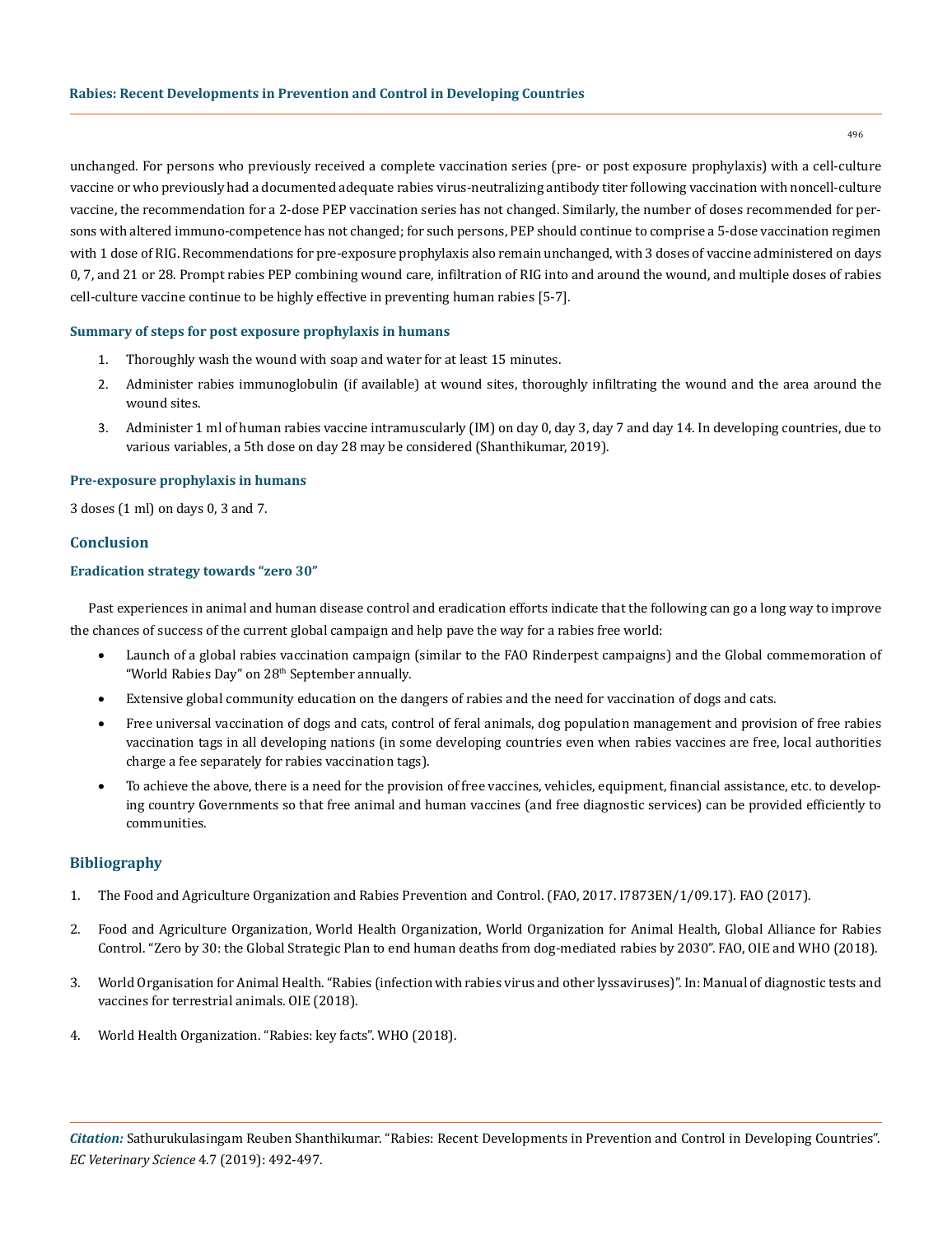unchanged. For persons who previously received a complete vaccination series (pre- or post exposure prophylaxis) with a cell-culture vaccine or who previously had a documented adequate rabies virus-neutralizing antibody titer following vaccination with noncell-culture vaccine, the recommendation for a 2-dose PEP vaccination series has not changed. Similarly, the number of doses recommended for persons with altered immuno-competence has not changed; for such persons, PEP should continue to comprise a 5-dose vaccination regimen with 1 dose of RIG. Recommendations for pre-exposure prophylaxis also remain unchanged, with 3 doses of vaccine administered on days 0, 7, and 21 or 28. Prompt rabies PEP combining wound care, infiltration of RIG into and around the wound, and multiple doses of rabies cell-culture vaccine continue to be highly effective in preventing human rabies [5-7].

### Summary of steps for post exposure prophylaxis in humans

1. Thoroughly wash the wound with soap and water for at least 15 minutes.
2. Administer rabies immunoglobulin (if available) at wound sites, thoroughly infiltrating the wound and the area around the wound sites.
3. Administer 1 ml of human rabies vaccine intramuscularly (IM) on day 0, day 3, day 7 and day 14. In developing countries, due to various variables, a 5th dose on day 28 may be considered (Shanthikumar, 2019).

### Pre-exposure prophylaxis in humans

3 doses (1 ml) on days 0, 3 and 7.

## Conclusion

### Eradication strategy towards "zero 30"

Past experiences in animal and human disease control and eradication efforts indicate that the following can go a long way to improve the chances of success of the current global campaign and help pave the way for a rabies free world:

- Launch of a global rabies vaccination campaign (similar to the FAO Rinderpest campaigns) and the Global commemoration of "World Rabies Day" on 28th September annually.
- Extensive global community education on the dangers of rabies and the need for vaccination of dogs and cats.
- Free universal vaccination of dogs and cats, control of feral animals, dog population management and provision of free rabies vaccination tags in all developing nations (in some developing countries even when rabies vaccines are free, local authorities charge a fee separately for rabies vaccination tags).
- To achieve the above, there is a need for the provision of free vaccines, vehicles, equipment, financial assistance, etc. to developing country Governments so that free animal and human vaccines (and free diagnostic services) can be provided efficiently to communities.

## Bibliography

1. The Food and Agriculture Organization and Rabies Prevention and Control. (FAO, 2017. I7873EN/1/09.17). FAO (2017).
2. Food and Agriculture Organization, World Health Organization, World Organization for Animal Health, Global Alliance for Rabies Control. "Zero by 30: the Global Strategic Plan to end human deaths from dog-mediated rabies by 2030". FAO, OIE and WHO (2018).
3. World Organisation for Animal Health. "Rabies (infection with rabies virus and other lyssaviruses)". In: Manual of diagnostic tests and vaccines for terrestrial animals. OIE (2018).
4. World Health Organization. "Rabies: key facts". WHO (2018).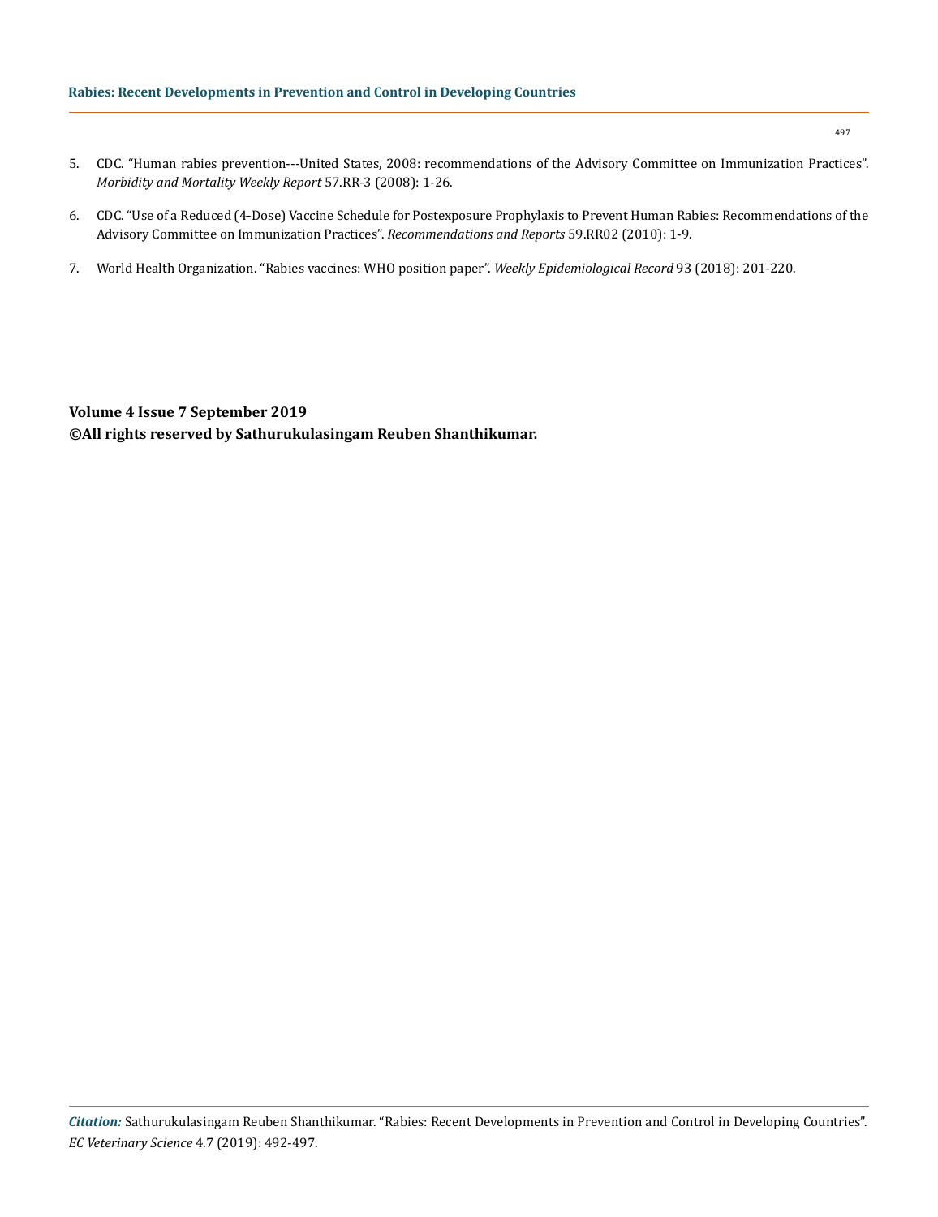5. CDC. "Human rabies prevention---United States, 2008: recommendations of the Advisory Committee on Immunization Practices". *Morbidity and Mortality Weekly Report* 57.RR-3 (2008): 1-26.

6. CDC. "Use of a Reduced (4-Dose) Vaccine Schedule for Postexposure Prophylaxis to Prevent Human Rabies: Recommendations of the Advisory Committee on Immunization Practices". *Recommendations and Reports* 59.RR02 (2010): 1-9.

7. World Health Organization. "Rabies vaccines: WHO position paper". *Weekly Epidemiological Record* 93 (2018): 201-220.

**Volume 4 Issue 7 September 2019**
**©All rights reserved by Sathurukulasingam Reuben Shanthikumar.**